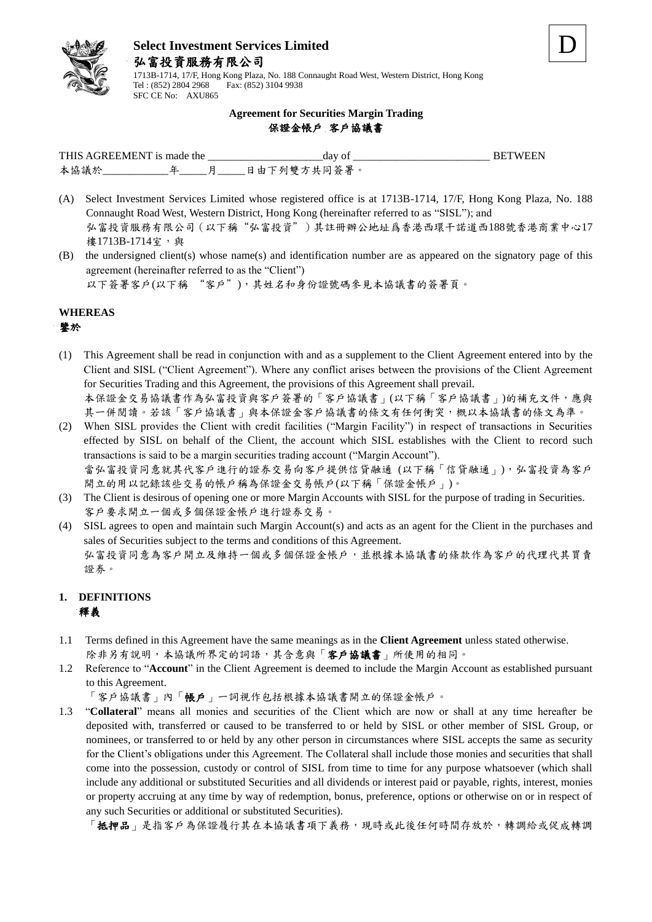D

**Select Investment Services Limited**

**弘富投資服務有限公司**

1713B-1714, 17/F, Hong Kong Plaza, No. 188 Connaught Road West, Western District, Hong Kong
Tel : (852) 2804 2968 Fax: (852) 3104 9938
SFC CE No: AXU865

**Agreement for Securities Margin Trading**

**保證金帳戶 客戶協議書**

THIS AGREEMENT is made the _____________________day of _________________________ BETWEEN
本協議於____________年_____月_____日由下列雙方共同簽署。

(A) Select Investment Services Limited whose registered office is at 1713B-1714, 17/F, Hong Kong Plaza, No. 188 Connaught Road West, Western District, Hong Kong (hereinafter referred to as "SISL"); and
弘富投資服務有限公司(以下稱"弘富投資")其註冊辦公地址爲香港西環干諾道西188號香港商業中心17樓1713B-1714室，與

(B) the undersigned client(s) whose name(s) and identification number are as appeared on the signatory page of this agreement (hereinafter referred to as the "Client")
以下簽署客戶(以下稱 "客戶")，其姓名和身份證號碼參見本協議書的簽署頁。

**WHEREAS**

**鑒於**

(1) This Agreement shall be read in conjunction with and as a supplement to the Client Agreement entered into by the Client and SISL ("Client Agreement"). Where any conflict arises between the provisions of the Client Agreement for Securities Trading and this Agreement, the provisions of this Agreement shall prevail.
本保證金交易協議書作為弘富投資與客戶簽署的「客戶協議書」(以下稱「客戶協議書」)的補充文件，應與其一併閱讀。若該「客戶協議書」與本保證金客戶協議書的條文有任何衝突，概以本協議書的條文為準。

(2) When SISL provides the Client with credit facilities ("Margin Facility") in respect of transactions in Securities effected by SISL on behalf of the Client, the account which SISL establishes with the Client to record such transactions is said to be a margin securities trading account ("Margin Account").
當弘富投資同意就其代客戶進行的證券交易向客戶提供信貸融通 (以下稱「信貸融通」)，弘富投資為客戶開立的用以記錄該些交易的帳戶稱為保證金交易帳戶(以下稱「保證金帳戶」)。

(3) The Client is desirous of opening one or more Margin Accounts with SISL for the purpose of trading in Securities.
客戶要求開立一個或多個保證金帳戶進行證券交易。

(4) SISL agrees to open and maintain such Margin Account(s) and acts as an agent for the Client in the purchases and sales of Securities subject to the terms and conditions of this Agreement.
弘富投資同意為客戶開立及維持一個或多個保證金帳戶，並根據本協議書的條款作為客戶的代理代其買賣證券。

## 1. DEFINITIONS

**釋義**

1.1 Terms defined in this Agreement have the same meanings as in the **Client Agreement** unless stated otherwise.
除非另有說明，本協議所界定的詞語，其含意與「**客戶協議書**」所使用的相同。

1.2 Reference to "**Account**" in the Client Agreement is deemed to include the Margin Account as established pursuant to this Agreement.
「客戶協議書」內「**帳戶**」一詞視作包括根據本協議書開立的保證金帳戶。

1.3 "**Collateral**" means all monies and securities of the Client which are now or shall at any time hereafter be deposited with, transferred or caused to be transferred to or held by SISL or other member of SISL Group, or nominees, or transferred to or held by any other person in circumstances where SISL accepts the same as security for the Client's obligations under this Agreement. The Collateral shall include those monies and securities that shall come into the possession, custody or control of SISL from time to time for any purpose whatsoever (which shall include any additional or substituted Securities and all dividends or interest paid or payable, rights, interest, monies or property accruing at any time by way of redemption, bonus, preference, options or otherwise on or in respect of any such Securities or additional or substituted Securities).
「**抵押品**」是指客戶為保證履行其在本協議書項下義務，現時或此後任何時間存放於，轉調給或促成轉調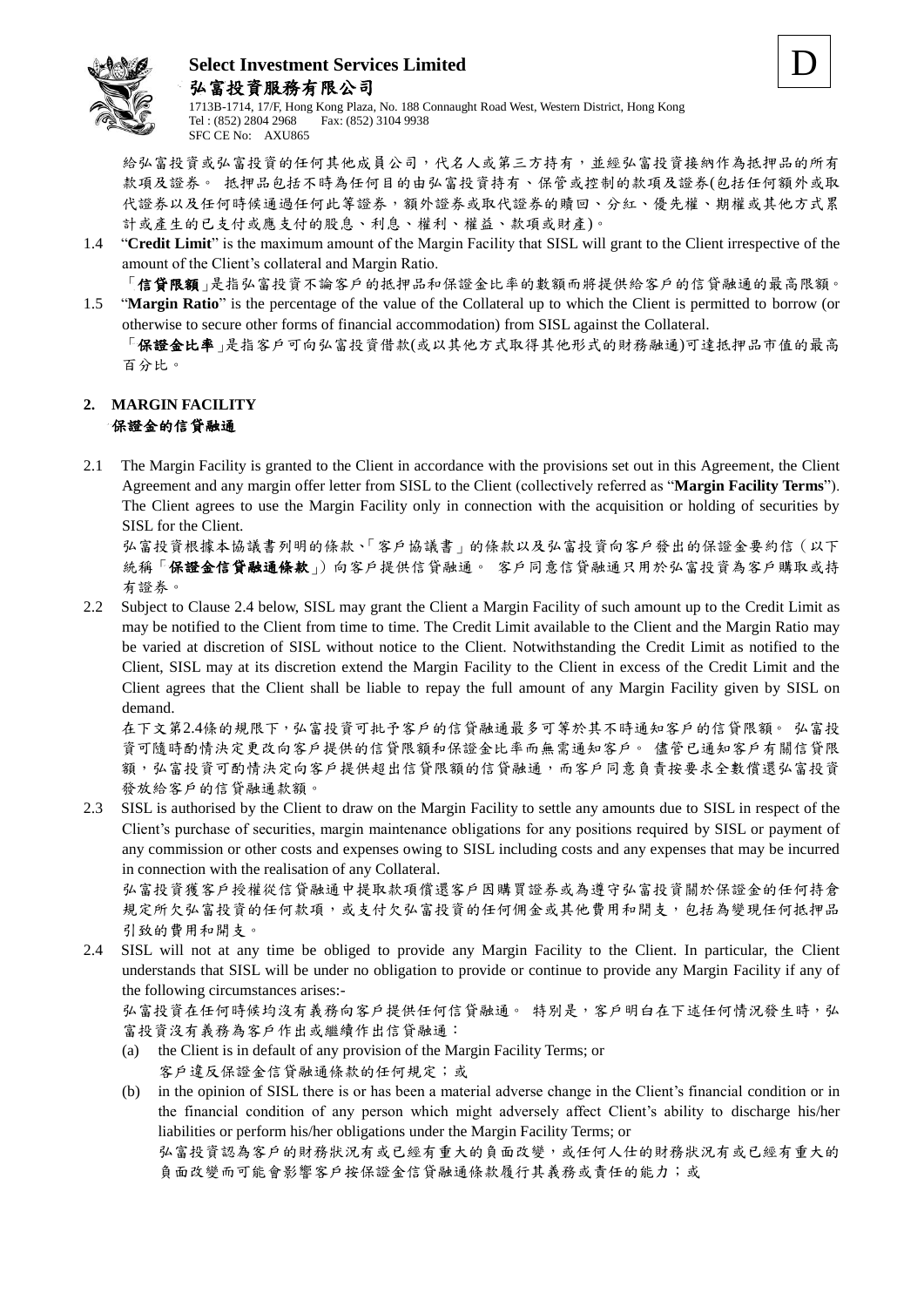給弘富投資或弘富投資的任何其他成員公司，代名人或第三方持有，並經弘富投資接納作為抵押品的所有款項及證券。 抵押品包括不時為任何目的由弘富投資持有、保管或控制的款項及證券(包括任何額外或取代證券以及任何時候通過任何此等證券，額外證券或取代證券的贖回、分紅、優先權、期權或其他方式累計或產生的已支付或應支付的股息、利息、權利、權益、款項或財產)。

1.4 "**Credit Limit**" is the maximum amount of the Margin Facility that SISL will grant to the Client irrespective of the amount of the Client's collateral and Margin Ratio.

「**信貸限額**」是指弘富投資不論客戶的抵押品和保證金比率的數額而將提供給客戶的信貸融通的最高限額。

1.5 "**Margin Ratio**" is the percentage of the value of the Collateral up to which the Client is permitted to borrow (or otherwise to secure other forms of financial accommodation) from SISL against the Collateral.

「**保證金比率**」是指客戶可向弘富投資借款(或以其他方式取得其他形式的財務融通)可達抵押品市值的最高百分比。

## 2. MARGIN FACILITY
## 保證金的信貸融通

2.1 The Margin Facility is granted to the Client in accordance with the provisions set out in this Agreement, the Client Agreement and any margin offer letter from SISL to the Client (collectively referred as "**Margin Facility Terms**"). The Client agrees to use the Margin Facility only in connection with the acquisition or holding of securities by SISL for the Client.

弘富投資根據本協議書列明的條款、「客戶協議書」的條款以及弘富投資向客戶發出的保證金要約信（以下統稱「**保證金信貸融通條款**」）向客戶提供信貸融通。 客戶同意信貸融通只用於弘富投資為客戶購取或持有證券。

2.2 Subject to Clause 2.4 below, SISL may grant the Client a Margin Facility of such amount up to the Credit Limit as may be notified to the Client from time to time. The Credit Limit available to the Client and the Margin Ratio may be varied at discretion of SISL without notice to the Client. Notwithstanding the Credit Limit as notified to the Client, SISL may at its discretion extend the Margin Facility to the Client in excess of the Credit Limit and the Client agrees that the Client shall be liable to repay the full amount of any Margin Facility given by SISL on demand.

在下文第2.4條的規限下，弘富投資可批予客戶的信貸融通最多可等於其不時通知客戶的信貸限額。 弘富投資可隨時酌情決定更改向客戶提供的信貸限額和保證金比率而無需通知客戶。 儘管已通知客戶有關信貸限額，弘富投資可酌情決定向客戶提供超出信貸限額的信貸融通，而客戶同意負責按要求全數償還弘富投資發放給客戶的信貸融通款額。

2.3 SISL is authorised by the Client to draw on the Margin Facility to settle any amounts due to SISL in respect of the Client's purchase of securities, margin maintenance obligations for any positions required by SISL or payment of any commission or other costs and expenses owing to SISL including costs and any expenses that may be incurred in connection with the realisation of any Collateral.

弘富投資獲客戶授權從信貸融通中提取款項償還客戶因購買證券或為遵守弘富投資關於保證金的任何持倉規定所欠弘富投資的任何款項，或支付欠弘富投資的任何佣金或其他費用和開支，包括為變現任何抵押品引致的費用和開支。

2.4 SISL will not at any time be obliged to provide any Margin Facility to the Client. In particular, the Client understands that SISL will be under no obligation to provide or continue to provide any Margin Facility if any of the following circumstances arises:-

弘富投資在任何時候均沒有義務向客戶提供任何信貸融通。 特別是，客戶明白在下述任何情況發生時，弘富投資沒有義務為客戶作出或繼續作出信貸融通：

(a) the Client is in default of any provision of the Margin Facility Terms; or

客戶違反保證金信貸融通條款的任何規定；或

(b) in the opinion of SISL there is or has been a material adverse change in the Client's financial condition or in the financial condition of any person which might adversely affect Client's ability to discharge his/her liabilities or perform his/her obligations under the Margin Facility Terms; or

弘富投資認為客戶的財務狀況有或已經有重大的負面改變，或任何人仕的財務狀況有或已經有重大的負面改變而可能會影響客戶按保證金信貸融通條款履行其義務或責任的能力；或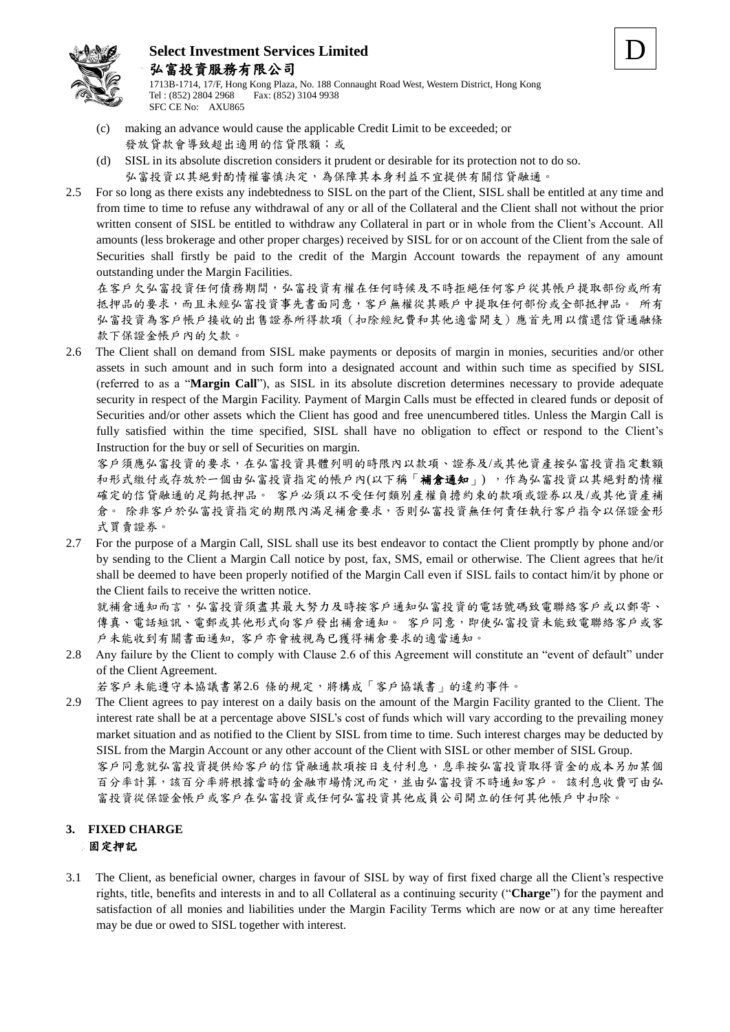(c) making an advance would cause the applicable Credit Limit to be exceeded; or
發放貸款會導致超出適用的信貸限額；或

(d) SISL in its absolute discretion considers it prudent or desirable for its protection not to do so.
弘富投資以其絕對酌情權審慎決定，為保障其本身利益不宜提供有關信貸融通。

2.5 For so long as there exists any indebtedness to SISL on the part of the Client, SISL shall be entitled at any time and from time to time to refuse any withdrawal of any or all of the Collateral and the Client shall not without the prior written consent of SISL be entitled to withdraw any Collateral in part or in whole from the Client's Account. All amounts (less brokerage and other proper charges) received by SISL for or on account of the Client from the sale of Securities shall firstly be paid to the credit of the Margin Account towards the repayment of any amount outstanding under the Margin Facilities.
在客戶欠弘富投資任何債務期間，弘富投資有權在任何時候及不時拒絕任何客戶從其帳戶提取部份或所有抵押品的要求，而且未經弘富投資事先書面同意，客戶無權從其賬戶中提取任何部份或全部抵押品。 所有弘富投資為客戶帳戶接收的出售證券所得款項（扣除經紀費和其他適當開支）應首先用以償還信貸通融條款下保證金帳戶內的欠款。

2.6 The Client shall on demand from SISL make payments or deposits of margin in monies, securities and/or other assets in such amount and in such form into a designated account and within such time as specified by SISL (referred to as a "**Margin Call**"), as SISL in its absolute discretion determines necessary to provide adequate security in respect of the Margin Facility. Payment of Margin Calls must be effected in cleared funds or deposit of Securities and/or other assets which the Client has good and free unencumbered titles. Unless the Margin Call is fully satisfied within the time specified, SISL shall have no obligation to effect or respond to the Client's Instruction for the buy or sell of Securities on margin.
客戶須應弘富投資的要求，在弘富投資具體列明的時限內以款項、證券及/或其他資產按弘富投資指定數額和形式繳付或存放於一個由弘富投資指定的帳戶內(以下稱「**補倉通知**」) ，作為弘富投資以其絕對酌情權確定的信貸融通的足夠抵押品。 客戶必須以不受任何類別產權負擔約束的款項或證券以及/或其他資產補倉。 除非客戶於弘富投資指定的期限內滿足補倉要求，否則弘富投資無任何責任執行客戶指令以保證金形式買賣證券。

2.7 For the purpose of a Margin Call, SISL shall use its best endeavor to contact the Client promptly by phone and/or by sending to the Client a Margin Call notice by post, fax, SMS, email or otherwise. The Client agrees that he/it shall be deemed to have been properly notified of the Margin Call even if SISL fails to contact him/it by phone or the Client fails to receive the written notice.
就補倉通知而言，弘富投資須盡其最大努力及時按客戶通知弘富投資的電話號碼致電聯絡客戶或以郵寄、傳真、電話短訊、電郵或其他形式向客戶發出補倉通知。 客戶同意，即使弘富投資未能致電聯絡客戶或客戶未能收到有關書面通知，客戶亦會被視為已獲得補倉要求的適當通知。

2.8 Any failure by the Client to comply with Clause 2.6 of this Agreement will constitute an "event of default" under of the Client Agreement.
若客戶未能遵守本協議書第2.6 條的規定，將構成「客戶協議書」的違約事件。

2.9 The Client agrees to pay interest on a daily basis on the amount of the Margin Facility granted to the Client. The interest rate shall be at a percentage above SISL's cost of funds which will vary according to the prevailing money market situation and as notified to the Client by SISL from time to time. Such interest charges may be deducted by SISL from the Margin Account or any other account of the Client with SISL or other member of SISL Group.
客戶同意就弘富投資提供給客戶的信貸融通款項按日支付利息，息率按弘富投資取得資金的成本另加某個百分率計算，該百分率將根據當時的金融市場情況而定，並由弘富投資不時通知客戶。 該利息收費可由弘富投資從保證金帳戶或客戶在弘富投資或任何弘富投資其他成員公司開立的任何其他帳戶中扣除。

## 3. FIXED CHARGE
## 固定押記

3.1 The Client, as beneficial owner, charges in favour of SISL by way of first fixed charge all the Client's respective rights, title, benefits and interests in and to all Collateral as a continuing security ("**Charge**") for the payment and satisfaction of all monies and liabilities under the Margin Facility Terms which are now or at any time hereafter may be due or owed to SISL together with interest.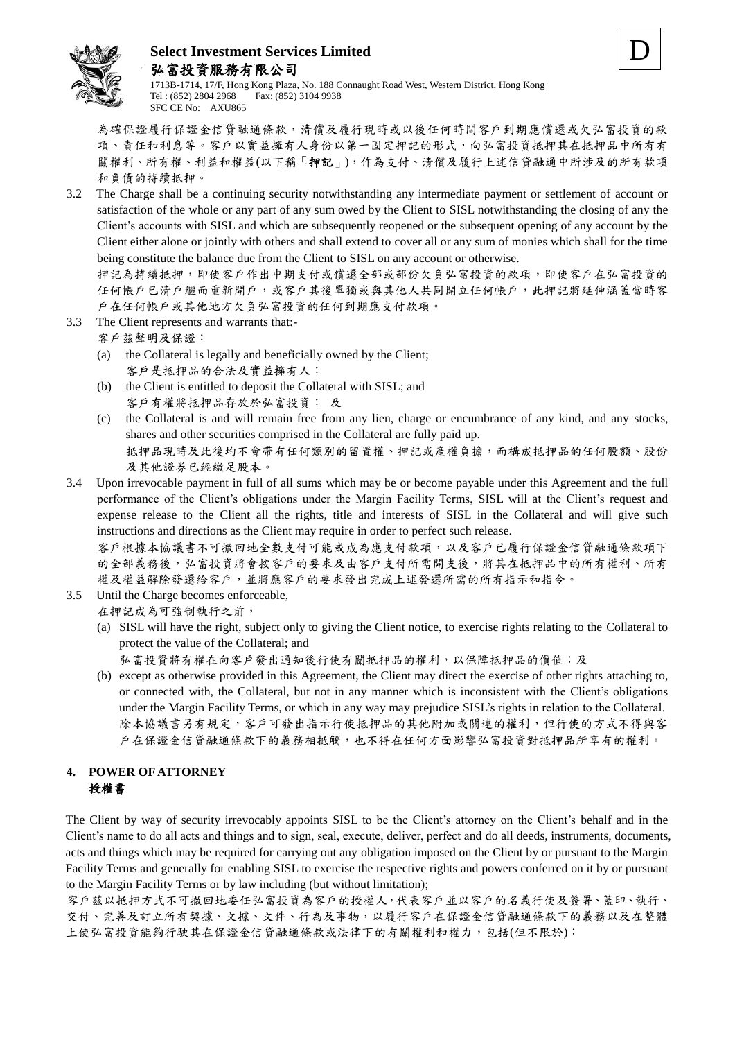為確保證履行保證金信貸融通條款，清償及履行現時或以後任何時間客戶到期應償還或欠弘富投資的款項、責任和利息等。客戶以實益擁有人身份以第一固定押記的形式，向弘富投資抵押其在抵押品中所有有關權利、所有權、利益和權益(以下稱「**押記**」)，作為支付、清償及履行上述信貸融通中所涉及的所有款項和負債的持續抵押。

3.2 The Charge shall be a continuing security notwithstanding any intermediate payment or settlement of account or satisfaction of the whole or any part of any sum owed by the Client to SISL notwithstanding the closing of any the Client's accounts with SISL and which are subsequently reopened or the subsequent opening of any account by the Client either alone or jointly with others and shall extend to cover all or any sum of monies which shall for the time being constitute the balance due from the Client to SISL on any account or otherwise.
押記為持續抵押，即使客戶作出中期支付或償還全部或部份欠負弘富投資的款項，即使客戶在弘富投資的任何帳戶已清戶繼而重新開戶，或客戶其後單獨或與其他人共同開立任何帳戶，此押記將延伸涵蓋當時客戶在任何帳戶或其他地方欠負弘富投資的任何到期應支付款項。

3.3 The Client represents and warrants that:-
客戶茲聲明及保證：
   (a) the Collateral is legally and beneficially owned by the Client;
   客戶是抵押品的合法及實益擁有人；
   (b) the Client is entitled to deposit the Collateral with SISL; and
   客戶有權將抵押品存放於弘富投資； 及
   (c) the Collateral is and will remain free from any lien, charge or encumbrance of any kind, and any stocks, shares and other securities comprised in the Collateral are fully paid up.
   抵押品現時及此後均不會帶有任何類別的留置權、押記或產權負擔，而構成抵押品的任何股額、股份及其他證券已經繳足股本。

3.4 Upon irrevocable payment in full of all sums which may be or become payable under this Agreement and the full performance of the Client's obligations under the Margin Facility Terms, SISL will at the Client's request and expense release to the Client all the rights, title and interests of SISL in the Collateral and will give such instructions and directions as the Client may require in order to perfect such release.
客戶根據本協議書不可撤回地全數支付可能或成為應支付款項，以及客戶已履行保證金信貸融通條款項下的全部義務後，弘富投資將會按客戶的要求及由客戶支付所需開支後，將其在抵押品中的所有權利、所有權及權益解除發還給客戶，並將應客戶的要求發出完成上述發還所需的所有指示和指令。

3.5 Until the Charge becomes enforceable,
在押記成為可強制執行之前，
   (a) SISL will have the right, subject only to giving the Client notice, to exercise rights relating to the Collateral to protect the value of the Collateral; and
   弘富投資將有權在向客戶發出通知後行使有關抵押品的權利，以保障抵押品的價值；及
   (b) except as otherwise provided in this Agreement, the Client may direct the exercise of other rights attaching to, or connected with, the Collateral, but not in any manner which is inconsistent with the Client's obligations under the Margin Facility Terms, or which in any way may prejudice SISL's rights in relation to the Collateral.
   除本協議書另有規定，客戶可發出指示行使抵押品的其他附加或關連的權利，但行使的方式不得與客戶在保證金信貸融通條款下的義務相抵觸，也不得在任何方面影響弘富投資對抵押品所享有的權利。

## 4. POWER OF ATTORNEY
## 授權書

The Client by way of security irrevocably appoints SISL to be the Client's attorney on the Client's behalf and in the Client's name to do all acts and things and to sign, seal, execute, deliver, perfect and do all deeds, instruments, documents, acts and things which may be required for carrying out any obligation imposed on the Client by or pursuant to the Margin Facility Terms and generally for enabling SISL to exercise the respective rights and powers conferred on it by or pursuant to the Margin Facility Terms or by law including (but without limitation);

客戶茲以抵押方式不可撤回地委任弘富投資為客戶的授權人，代表客戶並以客戶的名義行使及簽署、蓋印、執行、交付、完善及訂立所有契據、文據、文件、行為及事物，以履行客戶在保證金信貸融通條款下的義務以及在整體上使弘富投資能夠行駛其在保證金信貸融通條款或法律下的有關權利和權力，包括(但不限於)：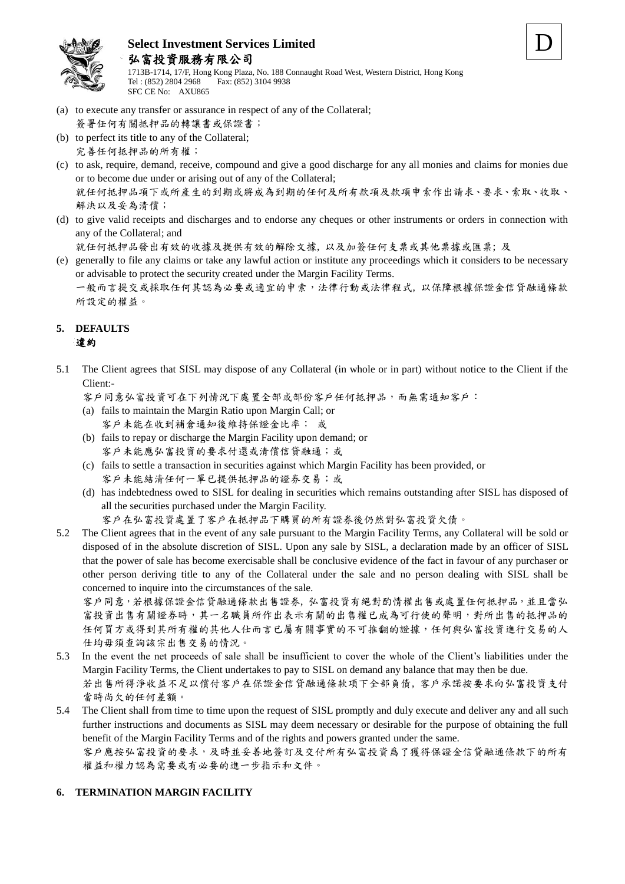(a) to execute any transfer or assurance in respect of any of the Collateral;
簽署任何有關抵押品的轉讓書或保證書；

(b) to perfect its title to any of the Collateral;
完善任何抵押品的所有權；

(c) to ask, require, demand, receive, compound and give a good discharge for any all monies and claims for monies due or to become due under or arising out of any of the Collateral;
就任何抵押品項下或所產生的到期或將成為到期的任何及所有款項及款項申索作出請求、要求、索取、收取、解決以及妥為清償；

(d) to give valid receipts and discharges and to endorse any cheques or other instruments or orders in connection with any of the Collateral; and
就任何抵押品發出有效的收據及提供有效的解除文據，以及加簽任何支票或其他票據或匯票；及

(e) generally to file any claims or take any lawful action or institute any proceedings which it considers to be necessary or advisable to protect the security created under the Margin Facility Terms.
一般而言提交或採取任何其認為必要或適宜的申索，法律行動或法律程式，以保障根據保證金信貸融通條款所設定的權益。

## 5. DEFAULTS
## 違約

5.1 The Client agrees that SISL may dispose of any Collateral (in whole or in part) without notice to the Client if the Client:-
客戶同意弘富投資可在下列情況下處置全部或部份客戶任何抵押品，而無需通知客戶：

(a) fails to maintain the Margin Ratio upon Margin Call; or
客戶未能在收到補倉通知後維持保證金比率； 或

(b) fails to repay or discharge the Margin Facility upon demand; or
客戶未能應弘富投資的要求付還或清償信貸融通；或

(c) fails to settle a transaction in securities against which Margin Facility has been provided, or
客戶未能結清任何一單已提供抵押品的證券交易；或

(d) has indebtedness owed to SISL for dealing in securities which remains outstanding after SISL has disposed of all the securities purchased under the Margin Facility.
客戶在弘富投資處置了客戶在抵押品下購買的所有證券後仍然對弘富投資欠債。

5.2 The Client agrees that in the event of any sale pursuant to the Margin Facility Terms, any Collateral will be sold or disposed of in the absolute discretion of SISL. Upon any sale by SISL, a declaration made by an officer of SISL that the power of sale has become exercisable shall be conclusive evidence of the fact in favour of any purchaser or other person deriving title to any of the Collateral under the sale and no person dealing with SISL shall be concerned to inquire into the circumstances of the sale.
客戶同意，若根據保證金信貸融通條款出售證券，弘富投資有絕對酌情權出售或處置任何抵押品，並且當弘富投資出售有關證券時，其一名職員所作出表示有關的出售權已成為可行使的聲明，對所出售的抵押品的任何買方或得到其所有權的其他人仕而言已屬有關事實的不可推翻的證據，任何與弘富投資進行交易的人仕均毋須查詢該宗出售交易的情況。

5.3 In the event the net proceeds of sale shall be insufficient to cover the whole of the Client's liabilities under the Margin Facility Terms, the Client undertakes to pay to SISL on demand any balance that may then be due.
若出售所得淨收益不足以償付客戶在保證金信貸融通條款項下全部負債，客戶承諾按要求向弘富投資支付當時尚欠的任何差額。

5.4 The Client shall from time to time upon the request of SISL promptly and duly execute and deliver any and all such further instructions and documents as SISL may deem necessary or desirable for the purpose of obtaining the full benefit of the Margin Facility Terms and of the rights and powers granted under the same.
客戶應按弘富投資的要求，及時並妥善地簽訂及交付所有弘富投資爲了獲得保證金信貸融通條款下的所有權益和權力認為需要或有必要的進一步指示和文件。

## 6. TERMINATION MARGIN FACILITY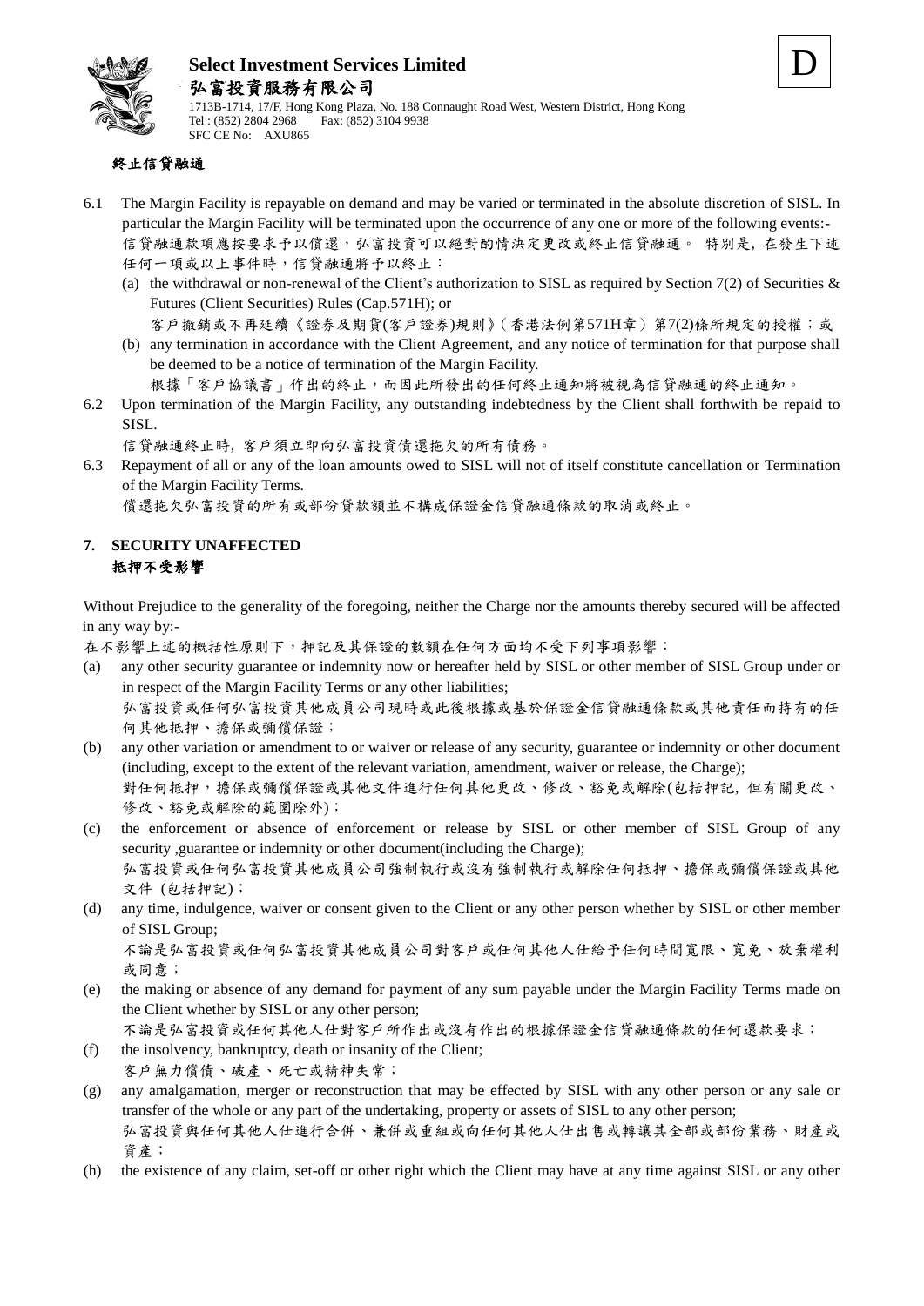**Select Investment Services Limited**
**弘富投資服務有限公司**
1713B-1714, 17/F, Hong Kong Plaza, No. 188 Connaught Road West, Western District, Hong Kong
Tel : (852) 2804 2968 Fax: (852) 3104 9938
SFC CE No: AXU865

D

**終止信貸融通**

6.1 The Margin Facility is repayable on demand and may be varied or terminated in the absolute discretion of SISL. In particular the Margin Facility will be terminated upon the occurrence of any one or more of the following events:-
信貸融通款項應按要求予以償還，弘富投資可以絕對酌情決定更改或終止信貸融通。 特別是，在發生下述任何一項或以上事件時，信貸融通將予以終止：

(a) the withdrawal or non-renewal of the Client's authorization to SISL as required by Section 7(2) of Securities & Futures (Client Securities) Rules (Cap.571H); or
客戶撤銷或不再延續《證券及期貨(客戶證券)規則》(香港法例第571H章）第7(2)條所規定的授權；或

(b) any termination in accordance with the Client Agreement, and any notice of termination for that purpose shall be deemed to be a notice of termination of the Margin Facility.
根據「客戶協議書」作出的終止，而因此所發出的任何終止通知將被視為信貸融通的終止通知。

6.2 Upon termination of the Margin Facility, any outstanding indebtedness by the Client shall forthwith be repaid to SISL.
信貸融通終止時，客戶須立即向弘富投資償還拖欠的所有債務。

6.3 Repayment of all or any of the loan amounts owed to SISL will not of itself constitute cancellation or Termination of the Margin Facility Terms.
償還拖欠弘富投資的所有或部份貸款額並不構成保證金信貸融通條款的取消或終止。

## 7. SECURITY UNAFFECTED
**抵押不受影響**

Without Prejudice to the generality of the foregoing, neither the Charge nor the amounts thereby secured will be affected in any way by:-
在不影響上述的概括性原則下，押記及其保證的數額在任何方面均不受下列事項影響：

(a) any other security guarantee or indemnity now or hereafter held by SISL or other member of SISL Group under or in respect of the Margin Facility Terms or any other liabilities;
弘富投資或任何弘富投資其他成員公司現時或此後根據或基於保證金信貸融通條款或其他責任而持有的任何其他抵押、擔保或彌償保證；

(b) any other variation or amendment to or waiver or release of any security, guarantee or indemnity or other document (including, except to the extent of the relevant variation, amendment, waiver or release, the Charge);
對任何抵押，擔保或彌償保證或其他文件進行任何其他更改、修改、豁免或解除(包括押記，但有關更改、修改、豁免或解除的範圍除外)；

(c) the enforcement or absence of enforcement or release by SISL or other member of SISL Group of any security ,guarantee or indemnity or other document(including the Charge);
弘富投資或任何弘富投資其他成員公司強制執行或沒有強制執行或解除任何抵押、擔保或彌償保證或其他文件 (包括押記)；

(d) any time, indulgence, waiver or consent given to the Client or any other person whether by SISL or other member of SISL Group;
不論是弘富投資或任何弘富投資其他成員公司對客戶或任何其他人仕給予任何時間寬限、寬免、放棄權利或同意；

(e) the making or absence of any demand for payment of any sum payable under the Margin Facility Terms made on the Client whether by SISL or any other person;
不論是弘富投資或任何其他人仕對客戶所作出或沒有作出的根據保證金信貸融通條款的任何還款要求；

(f) the insolvency, bankruptcy, death or insanity of the Client;
客戶無力償債、破產、死亡或精神失常；

(g) any amalgamation, merger or reconstruction that may be effected by SISL with any other person or any sale or transfer of the whole or any part of the undertaking, property or assets of SISL to any other person;
弘富投資與任何其他人仕進行合併、兼併或重組或向任何其他人仕出售或轉讓其全部或部份業務、財產或資產；

(h) the existence of any claim, set-off or other right which the Client may have at any time against SISL or any other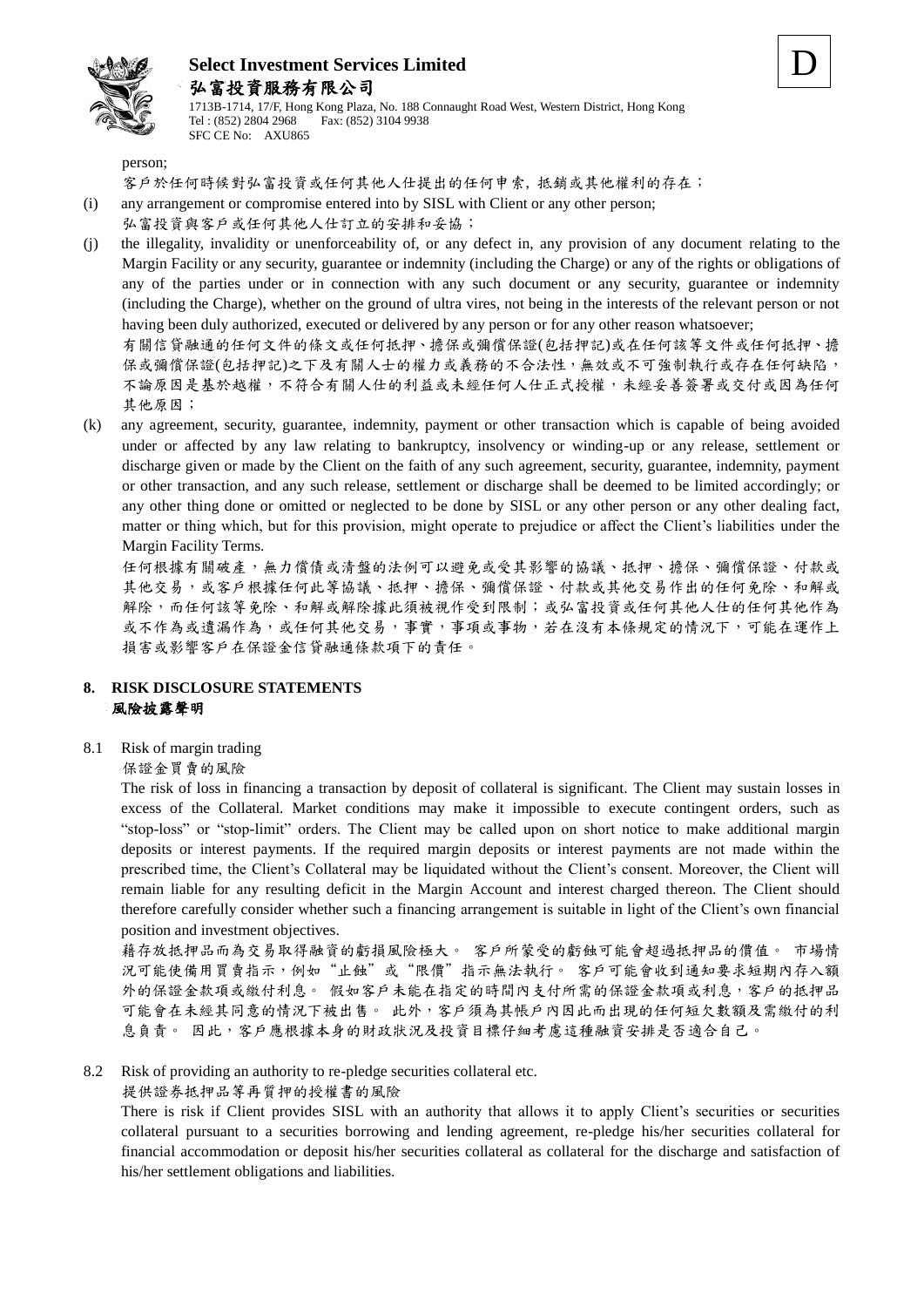person;

客戶於任何時候對弘富投資或任何其他人仕提出的任何申索，抵銷或其他權利的存在；

(i) any arrangement or compromise entered into by SISL with Client or any other person;
弘富投資與客戶或任何其他人仕訂立的安排和妥協；

(j) the illegality, invalidity or unenforceability of, or any defect in, any provision of any document relating to the Margin Facility or any security, guarantee or indemnity (including the Charge) or any of the rights or obligations of any of the parties under or in connection with any such document or any security, guarantee or indemnity (including the Charge), whether on the ground of ultra vires, not being in the interests of the relevant person or not having been duly authorized, executed or delivered by any person or for any other reason whatsoever;
有關信貸融通的任何文件的條文或任何抵押、擔保或彌償保證(包括押記)或在任何該等文件或任何抵押、擔保或彌償保證(包括押記)之下及有關人士的權力或義務的不合法性，無效或不可強制執行或存在任何缺陷，不論原因是基於越權，不符合有關人仕的利益或未經任何人仕正式授權，未經妥善簽署或交付或因為任何其他原因；

(k) any agreement, security, guarantee, indemnity, payment or other transaction which is capable of being avoided under or affected by any law relating to bankruptcy, insolvency or winding-up or any release, settlement or discharge given or made by the Client on the faith of any such agreement, security, guarantee, indemnity, payment or other transaction, and any such release, settlement or discharge shall be deemed to be limited accordingly; or any other thing done or omitted or neglected to be done by SISL or any other person or any other dealing fact, matter or thing which, but for this provision, might operate to prejudice or affect the Client's liabilities under the Margin Facility Terms.
任何根據有關破產，無力償債或清盤的法例可以避免或受其影響的協議、抵押、擔保、彌償保證、付款或其他交易，或客戶根據任何此等協議、抵押、擔保、彌償保證、付款或其他交易作出的任何免除、和解或解除，而任何該等免除、和解或解除據此須被視作受到限制；或弘富投資或任何其他人仕的任何其他作為或不作為或遺漏作為，或任何其他交易，事實，事項或事物，若在沒有本條規定的情況下，可能在運作上損害或影響客戶在保證金信貸融通條款項下的責任。

## 8. RISK DISCLOSURE STATEMENTS
## 風險披露聲明

8.1 Risk of margin trading
保證金買賣的風險

The risk of loss in financing a transaction by deposit of collateral is significant. The Client may sustain losses in excess of the Collateral. Market conditions may make it impossible to execute contingent orders, such as "stop-loss" or "stop-limit" orders. The Client may be called upon on short notice to make additional margin deposits or interest payments. If the required margin deposits or interest payments are not made within the prescribed time, the Client's Collateral may be liquidated without the Client's consent. Moreover, the Client will remain liable for any resulting deficit in the Margin Account and interest charged thereon. The Client should therefore carefully consider whether such a financing arrangement is suitable in light of the Client's own financial position and investment objectives.

藉存放抵押品而為交易取得融資的虧損風險極大。 客戶所蒙受的虧蝕可能會超過抵押品的價值。 市場情況可能使備用買賣指示，例如"止蝕"或"限價"指示無法執行。 客戶可能會收到通知要求短期內存入額外的保證金款項或繳付利息。 假如客戶未能在指定的時間內支付所需的保證金款項或利息，客戶的抵押品可能會在未經其同意的情況下被出售。 此外，客戶須為其帳戶內因此而出現的任何短欠數額及需繳付的利息負責。 因此，客戶應根據本身的財政狀況及投資目標仔細考慮這種融資安排是否適合自己。

8.2 Risk of providing an authority to re-pledge securities collateral etc.
提供證券抵押品等再質押的授權書的風險

There is risk if Client provides SISL with an authority that allows it to apply Client's securities or securities collateral pursuant to a securities borrowing and lending agreement, re-pledge his/her securities collateral for financial accommodation or deposit his/her securities collateral as collateral for the discharge and satisfaction of his/her settlement obligations and liabilities.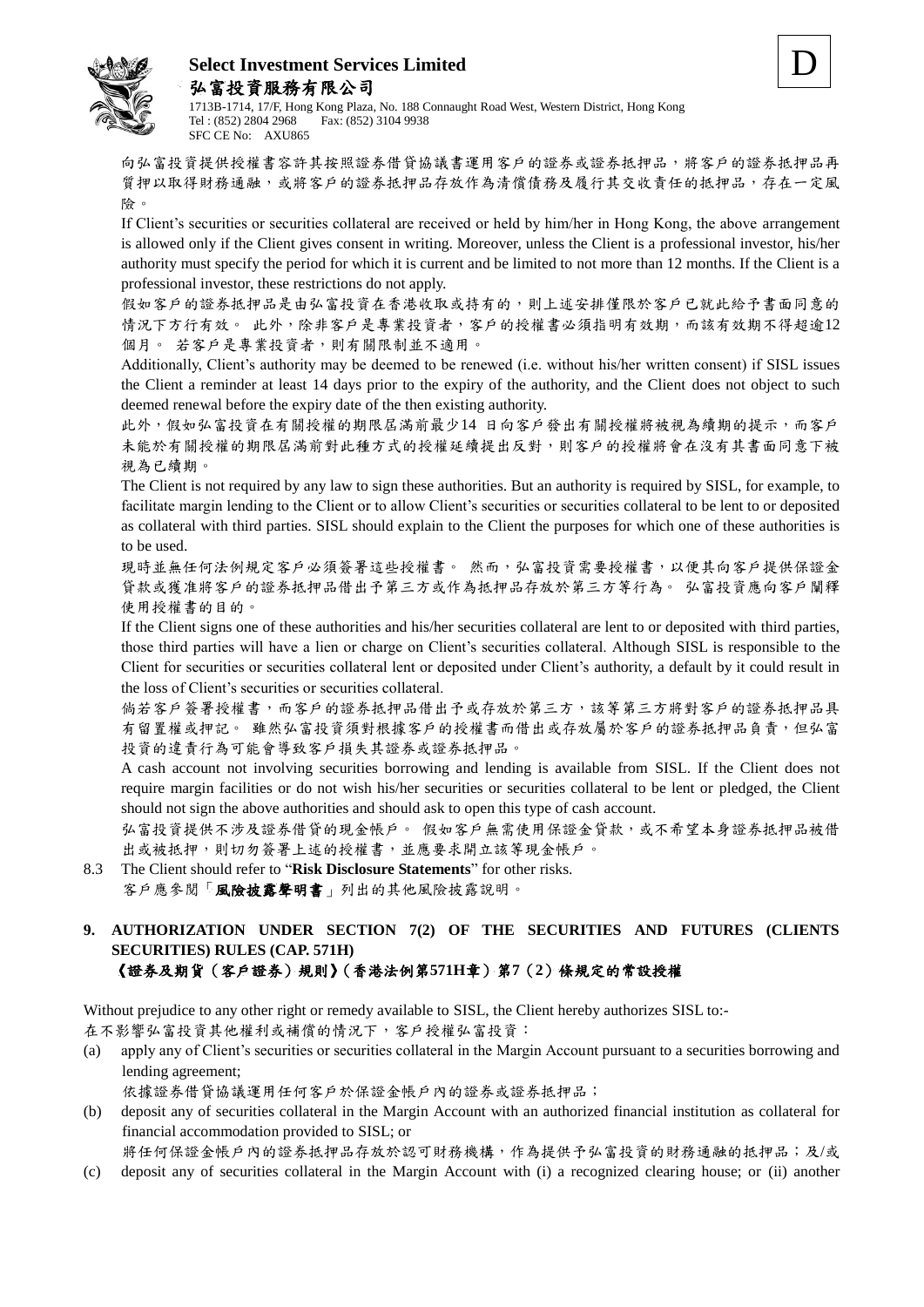向弘富投資提供授權書容許其按照證券借貸協議書運用客戶的證券或證券抵押品，將客戶的證券抵押品再質押以取得財務通融，或將客戶的證券抵押品存放作為清償債務及履行其交收責任的抵押品，存在一定風險。

If Client's securities or securities collateral are received or held by him/her in Hong Kong, the above arrangement is allowed only if the Client gives consent in writing. Moreover, unless the Client is a professional investor, his/her authority must specify the period for which it is current and be limited to not more than 12 months. If the Client is a professional investor, these restrictions do not apply.

假如客戶的證券抵押品是由弘富投資在香港收取或持有的，則上述安排僅限於客戶已就此給予書面同意的情況下方行有效。 此外，除非客戶是專業投資者，客戶的授權書必須指明有效期，而該有效期不得超逾12個月。 若客戶是專業投資者，則有關限制並不適用。

Additionally, Client's authority may be deemed to be renewed (i.e. without his/her written consent) if SISL issues the Client a reminder at least 14 days prior to the expiry of the authority, and the Client does not object to such deemed renewal before the expiry date of the then existing authority.

此外，假如弘富投資在有關授權的期限屆滿前最少14 日向客戶發出有關授權將被視為續期的提示，而客戶未能於有關授權的期限屆滿前對此種方式的授權延續提出反對，則客戶的授權將會在沒有其書面同意下被視為已續期。

The Client is not required by any law to sign these authorities. But an authority is required by SISL, for example, to facilitate margin lending to the Client or to allow Client's securities or securities collateral to be lent to or deposited as collateral with third parties. SISL should explain to the Client the purposes for which one of these authorities is to be used.

現時並無任何法例規定客戶必須簽署這些授權書。 然而，弘富投資需要授權書，以便其向客戶提供保證金貸款或獲准將客戶的證券抵押品借出予第三方或作為抵押品存放於第三方等行為。 弘富投資應向客戶闡釋使用授權書的目的。

If the Client signs one of these authorities and his/her securities collateral are lent to or deposited with third parties, those third parties will have a lien or charge on Client's securities collateral. Although SISL is responsible to the Client for securities or securities collateral lent or deposited under Client's authority, a default by it could result in the loss of Client's securities or securities collateral.

倘若客戶簽署授權書，而客戶的證券抵押品借出予或存放於第三方，該等第三方將對客戶的證券抵押品具有留置權或押記。 雖然弘富投資須對根據客戶的授權書而借出或存放屬於客戶的證券抵押品負責，但弘富投資的違責行為可能會導致客戶損失其證券或證券抵押品。

A cash account not involving securities borrowing and lending is available from SISL. If the Client does not require margin facilities or do not wish his/her securities or securities collateral to be lent or pledged, the Client should not sign the above authorities and should ask to open this type of cash account.

弘富投資提供不涉及證券借貸的現金帳戶。 假如客戶無需使用保證金貸款，或不希望本身證券抵押品被借出或被抵押，則切勿簽署上述的授權書，並應要求開立該等現金帳戶。

8.3 The Client should refer to "**Risk Disclosure Statements**" for other risks.
客戶應參閱「**風險披露聲明書**」列出的其他風險披露說明。

## 9. AUTHORIZATION UNDER SECTION 7(2) OF THE SECURITIES AND FUTURES (CLIENTS SECURITIES) RULES (CAP. 571H)
## 《證券及期貨（客戶證券）規則》(香港法例第571H章) 第7（2）條規定的常設授權

Without prejudice to any other right or remedy available to SISL, the Client hereby authorizes SISL to:-
在不影響弘富投資其他權利或補償的情況下，客戶授權弘富投資：

(a) apply any of Client's securities or securities collateral in the Margin Account pursuant to a securities borrowing and lending agreement;
依據證券借貸協議運用任何客戶於保證金帳戶內的證券或證券抵押品；

(b) deposit any of securities collateral in the Margin Account with an authorized financial institution as collateral for financial accommodation provided to SISL; or
將任何保證金帳戶內的證券抵押品存放於認可財務機構，作為提供予弘富投資的財務通融的抵押品；及/或

(c) deposit any of securities collateral in the Margin Account with (i) a recognized clearing house; or (ii) another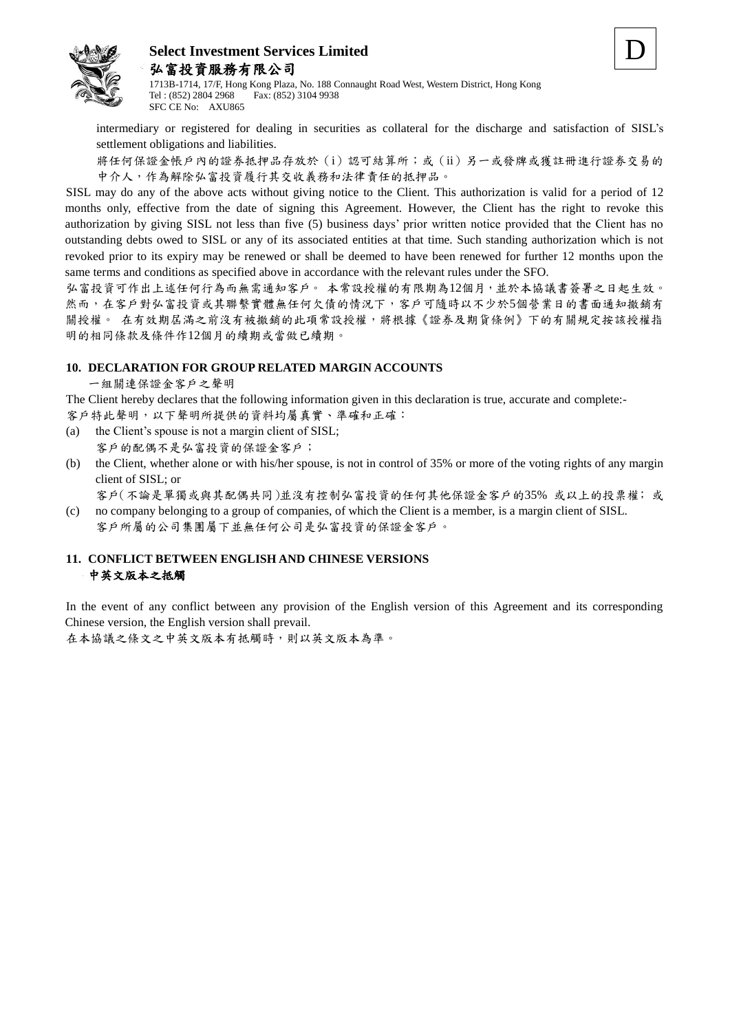intermediary or registered for dealing in securities as collateral for the discharge and satisfaction of SISL's settlement obligations and liabilities.

將任何保證金帳戶內的證券抵押品存放於（i）認可結算所；或（ii）另一或發牌或獲註冊進行證券交易的中介人，作為解除弘富投資履行其交收義務和法律責任的抵押品。

SISL may do any of the above acts without giving notice to the Client. This authorization is valid for a period of 12 months only, effective from the date of signing this Agreement. However, the Client has the right to revoke this authorization by giving SISL not less than five (5) business days' prior written notice provided that the Client has no outstanding debts owed to SISL or any of its associated entities at that time. Such standing authorization which is not revoked prior to its expiry may be renewed or shall be deemed to have been renewed for further 12 months upon the same terms and conditions as specified above in accordance with the relevant rules under the SFO.

弘富投資可作出上述任何行為而無需通知客戶。 本常設授權的有限期為12個月，並於本協議書簽署之日起生效。然而，在客戶對弘富投資或其聯繫實體無任何欠債的情況下，客戶可隨時以不少於5個營業日的書面通知撤銷有關授權。 在有效期屆滿之前沒有被撤銷的此項常設授權，將根據《證券及期貨條例》下的有關規定按該授權指明的相同條款及條件作12個月的續期或當做已續期。

## 10. DECLARATION FOR GROUP RELATED MARGIN ACCOUNTS

一組關連保證金客戶之聲明

The Client hereby declares that the following information given in this declaration is true, accurate and complete:-

客戶特此聲明，以下聲明所提供的資料均屬真實、準確和正確：

(a) the Client's spouse is not a margin client of SISL;
客戶的配偶不是弘富投資的保證金客戶；

(b) the Client, whether alone or with his/her spouse, is not in control of 35% or more of the voting rights of any margin client of SISL; or
客戶(不論是單獨或與其配偶共同)並沒有控制弘富投資的任何其他保證金客戶的35% 或以上的投票權； 或

(c) no company belonging to a group of companies, of which the Client is a member, is a margin client of SISL.
客戶所屬的公司集團屬下並無任何公司是弘富投資的保證金客戶。

## 11. CONFLICT BETWEEN ENGLISH AND CHINESE VERSIONS

**中英文版本之抵觸**

In the event of any conflict between any provision of the English version of this Agreement and its corresponding Chinese version, the English version shall prevail.

在本協議之條文之中英文版本有抵觸時，則以英文版本為準。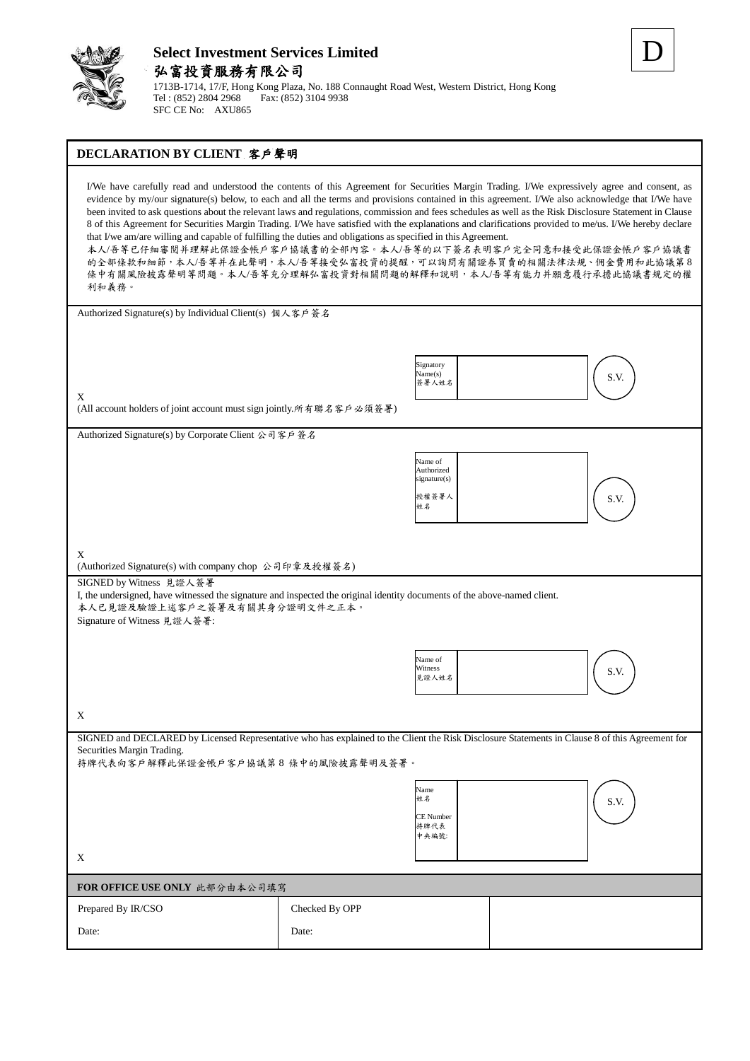D

**Select Investment Services Limited**

**弘富投資服務有限公司**

1713B-1714, 17/F, Hong Kong Plaza, No. 188 Connaught Road West, Western District, Hong Kong
Tel : (852) 2804 2968 Fax: (852) 3104 9938
SFC CE No: AXU865

## DECLARATION BY CLIENT 客戶聲明

I/We have carefully read and understood the contents of this Agreement for Securities Margin Trading. I/We expressively agree and consent, as evidence by my/our signature(s) below, to each and all the terms and provisions contained in this agreement. I/We also acknowledge that I/We have been invited to ask questions about the relevant laws and regulations, commission and fees schedules as well as the Risk Disclosure Statement in Clause 8 of this Agreement for Securities Margin Trading. I/We have satisfied with the explanations and clarifications provided to me/us. I/We hereby declare that I/we am/are willing and capable of fulfilling the duties and obligations as specified in this Agreement.
本人/吾等已仔細審閱并理解此保證金帳戶客戶協議書的全部內容。本人/吾等的以下簽名表明客戶完全同意和接受此保證金帳戶客戶協議書的全部條款和細節，本人/吾等并在此聲明，本人/吾等接受弘富投資的提醒，可以詢問有關證券買賣的相關法律法規、佣金費用和此協議第8條中有關風險披露聲明等問題。本人/吾等充分理解弘富投資對相關問題的解釋和說明，本人/吾等有能力并願意履行承擔此協議書規定的權利和義務。

Authorized Signature(s) by Individual Client(s) 個人客戶簽名

X
(All account holders of joint account must sign jointly.所有聯名客戶必須簽署)

Signatory Name(s) 簽署人姓名 ______ S.V.

Authorized Signature(s) by Corporate Client 公司客戶簽名

X
(Authorized Signature(s) with company chop 公司印章及授權簽名)

Name of Authorized signature(s) 授權簽署人姓名 ______ S.V.

SIGNED by Witness 見證人簽署
I, the undersigned, have witnessed the signature and inspected the original identity documents of the above-named client.
本人已見證及驗證上述客戶之簽署及有關其身分證明文件之正本。
Signature of Witness 見證人簽署:

X

Name of Witness 見證人姓名 ______ S.V.

SIGNED and DECLARED by Licensed Representative who has explained to the Client the Risk Disclosure Statements in Clause 8 of this Agreement for Securities Margin Trading.
持牌代表向客戶解釋此保證金帳戶客戶協議第 8 條中的風險披露聲明及簽署。

X

Name 姓名 ______
CE Number 持牌代表中央編號: ______ S.V.

**FOR OFFICE USE ONLY 此部分由本公司填寫**

| | | |
|---|---|---|
| Prepared By IR/CSO | Checked By OPP | |
| Date: | Date: | |